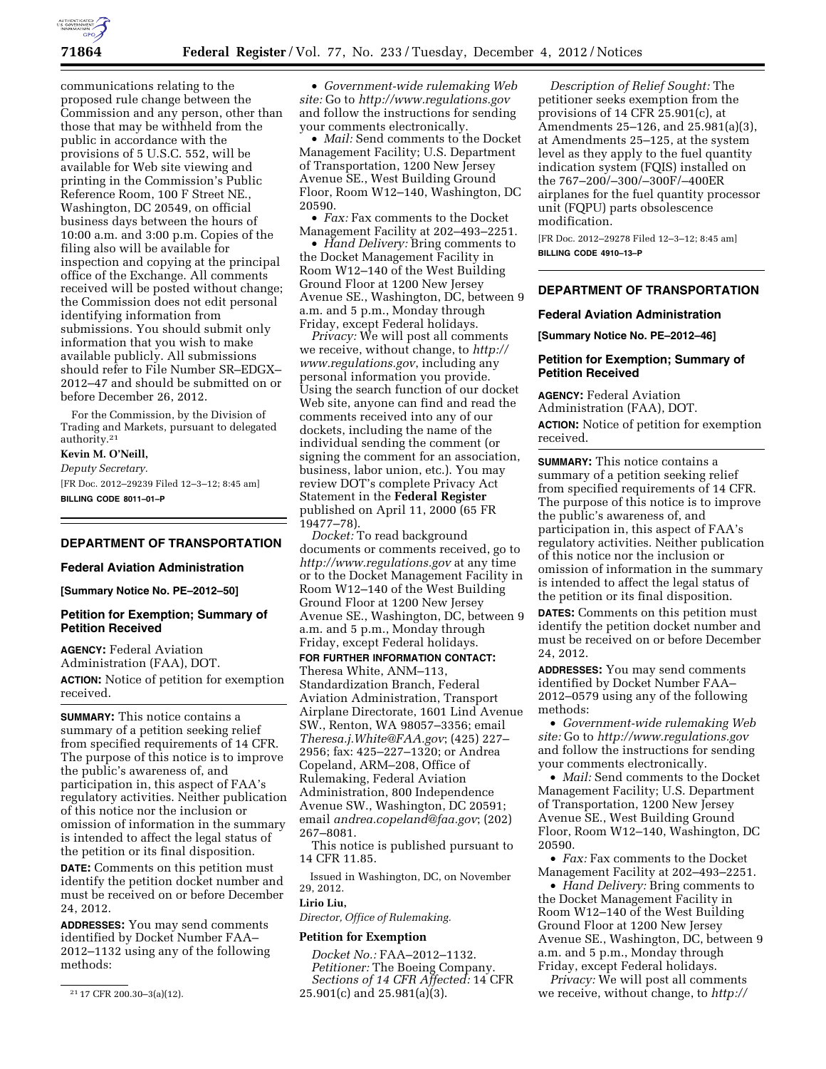communications relating to the proposed rule change between the Commission and any person, other than those that may be withheld from the public in accordance with the provisions of 5 U.S.C. 552, will be available for Web site viewing and printing in the Commission's Public Reference Room, 100 F Street NE., Washington, DC 20549, on official business days between the hours of 10:00 a.m. and 3:00 p.m. Copies of the filing also will be available for inspection and copying at the principal office of the Exchange. All comments received will be posted without change; the Commission does not edit personal identifying information from submissions. You should submit only information that you wish to make available publicly. All submissions should refer to File Number SR–EDGX–2012–47 and should be submitted on or before December 26, 2012.

For the Commission, by the Division of Trading and Markets, pursuant to delegated authority.[21]

**Kevin M. O'Neill,**

*Deputy Secretary.*

[FR Doc. 2012–29239 Filed 12–3–12; 8:45 am]

**BILLING CODE 8011–01–P**

[21] 17 CFR 200.30–3(a)(12).

## DEPARTMENT OF TRANSPORTATION

### Federal Aviation Administration

**[Summary Notice No. PE–2012–50]**

### Petition for Exemption; Summary of Petition Received

**AGENCY:** Federal Aviation Administration (FAA), DOT.

**ACTION:** Notice of petition for exemption received.

**SUMMARY:** This notice contains a summary of a petition seeking relief from specified requirements of 14 CFR. The purpose of this notice is to improve the public's awareness of, and participation in, this aspect of FAA's regulatory activities. Neither publication of this notice nor the inclusion or omission of information in the summary is intended to affect the legal status of the petition or its final disposition.

**DATE:** Comments on this petition must identify the petition docket number and must be received on or before December 24, 2012.

**ADDRESSES:** You may send comments identified by Docket Number FAA–2012–1132 using any of the following methods:

- *Government-wide rulemaking Web site:* Go to *http://www.regulations.gov* and follow the instructions for sending your comments electronically.
- *Mail:* Send comments to the Docket Management Facility; U.S. Department of Transportation, 1200 New Jersey Avenue SE., West Building Ground Floor, Room W12–140, Washington, DC 20590.
- *Fax:* Fax comments to the Docket Management Facility at 202–493–2251.
- *Hand Delivery:* Bring comments to the Docket Management Facility in Room W12–140 of the West Building Ground Floor at 1200 New Jersey Avenue SE., Washington, DC, between 9 a.m. and 5 p.m., Monday through Friday, except Federal holidays.

*Privacy:* We will post all comments we receive, without change, to *http://www.regulations.gov*, including any personal information you provide. Using the search function of our docket Web site, anyone can find and read the comments received into any of our dockets, including the name of the individual sending the comment (or signing the comment for an association, business, labor union, etc.). You may review DOT's complete Privacy Act Statement in the **Federal Register** published on April 11, 2000 (65 FR 19477–78).

*Docket:* To read background documents or comments received, go to *http://www.regulations.gov* at any time or to the Docket Management Facility in Room W12–140 of the West Building Ground Floor at 1200 New Jersey Avenue SE., Washington, DC, between 9 a.m. and 5 p.m., Monday through Friday, except Federal holidays.

**FOR FURTHER INFORMATION CONTACT:** Theresa White, ANM–113, Standardization Branch, Federal Aviation Administration, Transport Airplane Directorate, 1601 Lind Avenue SW., Renton, WA 98057–3356; email *Theresa.j.White@FAA.gov*; (425) 227–2956; fax: 425–227–1320; or Andrea Copeland, ARM–208, Office of Rulemaking, Federal Aviation Administration, 800 Independence Avenue SW., Washington, DC 20591; email *andrea.copeland@faa.gov*; (202) 267–8081.

This notice is published pursuant to 14 CFR 11.85.

Issued in Washington, DC, on November 29, 2012.

**Lirio Liu,**

*Director, Office of Rulemaking.*

### Petition for Exemption

*Docket No.:* FAA–2012–1132.

*Petitioner:* The Boeing Company.

*Sections of 14 CFR Affected:* 14 CFR 25.901(c) and 25.981(a)(3).

*Description of Relief Sought:* The petitioner seeks exemption from the provisions of 14 CFR 25.901(c), at Amendments 25–126, and 25.981(a)(3), at Amendments 25–125, at the system level as they apply to the fuel quantity indication system (FQIS) installed on the 767–200/–300/–300F/–400ER airplanes for the fuel quantity processor unit (FQPU) parts obsolescence modification.

[FR Doc. 2012–29278 Filed 12–3–12; 8:45 am]

**BILLING CODE 4910–13–P**

## DEPARTMENT OF TRANSPORTATION

### Federal Aviation Administration

**[Summary Notice No. PE–2012–46]**

### Petition for Exemption; Summary of Petition Received

**AGENCY:** Federal Aviation Administration (FAA), DOT.

**ACTION:** Notice of petition for exemption received.

**SUMMARY:** This notice contains a summary of a petition seeking relief from specified requirements of 14 CFR. The purpose of this notice is to improve the public's awareness of, and participation in, this aspect of FAA's regulatory activities. Neither publication of this notice nor the inclusion or omission of information in the summary is intended to affect the legal status of the petition or its final disposition.

**DATES:** Comments on this petition must identify the petition docket number and must be received on or before December 24, 2012.

**ADDRESSES:** You may send comments identified by Docket Number FAA–2012–0579 using any of the following methods:

- *Government-wide rulemaking Web site:* Go to *http://www.regulations.gov* and follow the instructions for sending your comments electronically.
- *Mail:* Send comments to the Docket Management Facility; U.S. Department of Transportation, 1200 New Jersey Avenue SE., West Building Ground Floor, Room W12–140, Washington, DC 20590.
- *Fax:* Fax comments to the Docket Management Facility at 202–493–2251.
- *Hand Delivery:* Bring comments to the Docket Management Facility in Room W12–140 of the West Building Ground Floor at 1200 New Jersey Avenue SE., Washington, DC, between 9 a.m. and 5 p.m., Monday through Friday, except Federal holidays.

*Privacy:* We will post all comments we receive, without change, to *http://*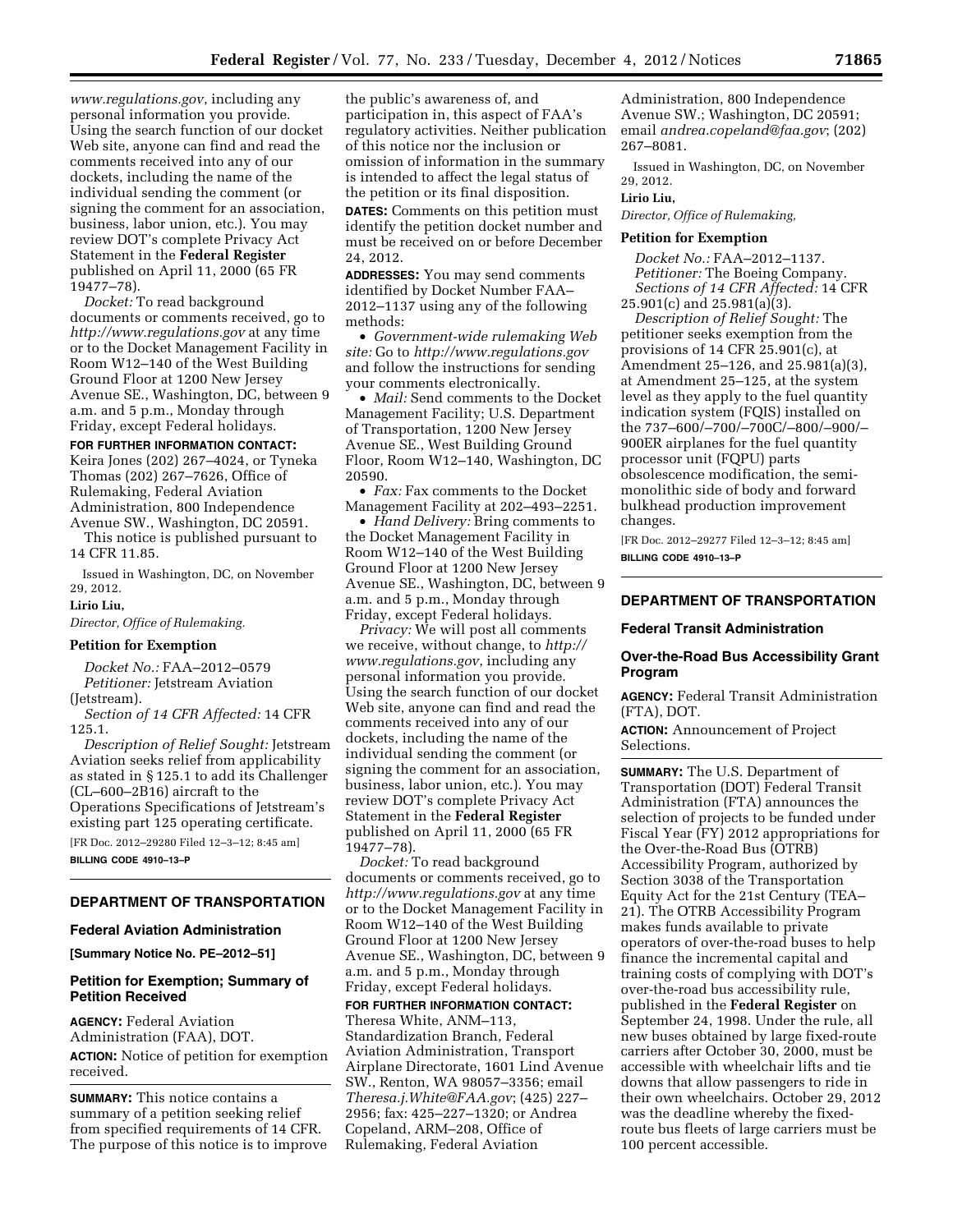*www.regulations.gov*, including any personal information you provide. Using the search function of our docket Web site, anyone can find and read the comments received into any of our dockets, including the name of the individual sending the comment (or signing the comment for an association, business, labor union, etc.). You may review DOT's complete Privacy Act Statement in the **Federal Register** published on April 11, 2000 (65 FR 19477–78).

*Docket:* To read background documents or comments received, go to *http://www.regulations.gov* at any time or to the Docket Management Facility in Room W12–140 of the West Building Ground Floor at 1200 New Jersey Avenue SE., Washington, DC, between 9 a.m. and 5 p.m., Monday through Friday, except Federal holidays.

**FOR FURTHER INFORMATION CONTACT:** Keira Jones (202) 267–4024, or Tyneka Thomas (202) 267–7626, Office of Rulemaking, Federal Aviation Administration, 800 Independence Avenue SW., Washington, DC 20591.

This notice is published pursuant to 14 CFR 11.85.

Issued in Washington, DC, on November 29, 2012.

**Lirio Liu,**

*Director, Office of Rulemaking.*

### Petition for Exemption

*Docket No.:* FAA–2012–0579

*Petitioner:* Jetstream Aviation (Jetstream).

*Section of 14 CFR Affected:* 14 CFR 125.1.

*Description of Relief Sought:* Jetstream Aviation seeks relief from applicability as stated in § 125.1 to add its Challenger (CL–600–2B16) aircraft to the Operations Specifications of Jetstream's existing part 125 operating certificate.

[FR Doc. 2012–29280 Filed 12–3–12; 8:45 am]

**BILLING CODE 4910–13–P**

## DEPARTMENT OF TRANSPORTATION

### Federal Aviation Administration

**[Summary Notice No. PE–2012–51]**

### Petition for Exemption; Summary of Petition Received

**AGENCY:** Federal Aviation Administration (FAA), DOT.

**ACTION:** Notice of petition for exemption received.

**SUMMARY:** This notice contains a summary of a petition seeking relief from specified requirements of 14 CFR. The purpose of this notice is to improve the public's awareness of, and participation in, this aspect of FAA's regulatory activities. Neither publication of this notice nor the inclusion or omission of information in the summary is intended to affect the legal status of the petition or its final disposition.

**DATES:** Comments on this petition must identify the petition docket number and must be received on or before December 24, 2012.

**ADDRESSES:** You may send comments identified by Docket Number FAA–2012–1137 using any of the following methods:

- *Government-wide rulemaking Web site:* Go to *http://www.regulations.gov* and follow the instructions for sending your comments electronically.
- *Mail:* Send comments to the Docket Management Facility; U.S. Department of Transportation, 1200 New Jersey Avenue SE., West Building Ground Floor, Room W12–140, Washington, DC 20590.
- *Fax:* Fax comments to the Docket Management Facility at 202–493–2251.
- *Hand Delivery:* Bring comments to the Docket Management Facility in Room W12–140 of the West Building Ground Floor at 1200 New Jersey Avenue SE., Washington, DC, between 9 a.m. and 5 p.m., Monday through Friday, except Federal holidays.

*Privacy:* We will post all comments we receive, without change, to *http://www.regulations.gov*, including any personal information you provide. Using the search function of our docket Web site, anyone can find and read the comments received into any of our dockets, including the name of the individual sending the comment (or signing the comment for an association, business, labor union, etc.). You may review DOT's complete Privacy Act Statement in the **Federal Register** published on April 11, 2000 (65 FR 19477–78).

*Docket:* To read background documents or comments received, go to *http://www.regulations.gov* at any time or to the Docket Management Facility in Room W12–140 of the West Building Ground Floor at 1200 New Jersey Avenue SE., Washington, DC, between 9 a.m. and 5 p.m., Monday through Friday, except Federal holidays.

**FOR FURTHER INFORMATION CONTACT:** Theresa White, ANM–113, Standardization Branch, Federal Aviation Administration, Transport Airplane Directorate, 1601 Lind Avenue SW., Renton, WA 98057–3356; email *Theresa.j.White@FAA.gov*; (425) 227–2956; fax: 425–227–1320; or Andrea Copeland, ARM–208, Office of Rulemaking, Federal Aviation Administration, 800 Independence Avenue SW.; Washington, DC 20591; email *andrea.copeland@faa.gov*; (202) 267–8081.

Issued in Washington, DC, on November 29, 2012.

**Lirio Liu,**

*Director, Office of Rulemaking,*

### Petition for Exemption

*Docket No.:* FAA–2012–1137.

*Petitioner:* The Boeing Company.

*Sections of 14 CFR Affected:* 14 CFR 25.901(c) and 25.981(a)(3).

*Description of Relief Sought:* The petitioner seeks exemption from the provisions of 14 CFR 25.901(c), at Amendment 25–126, and 25.981(a)(3), at Amendment 25–125, at the system level as they apply to the fuel quantity indication system (FQIS) installed on the 737–600/–700/–700C/–800/–900/–900ER airplanes for the fuel quantity processor unit (FQPU) parts obsolescence modification, the semi-monolithic side of body and forward bulkhead production improvement changes.

[FR Doc. 2012–29277 Filed 12–3–12; 8:45 am]

**BILLING CODE 4910–13–P**

## DEPARTMENT OF TRANSPORTATION

### Federal Transit Administration

### Over-the-Road Bus Accessibility Grant Program

**AGENCY:** Federal Transit Administration (FTA), DOT.

**ACTION:** Announcement of Project Selections.

**SUMMARY:** The U.S. Department of Transportation (DOT) Federal Transit Administration (FTA) announces the selection of projects to be funded under Fiscal Year (FY) 2012 appropriations for the Over-the-Road Bus (OTRB) Accessibility Program, authorized by Section 3038 of the Transportation Equity Act for the 21st Century (TEA–21). The OTRB Accessibility Program makes funds available to private operators of over-the-road buses to help finance the incremental capital and training costs of complying with DOT's over-the-road bus accessibility rule, published in the **Federal Register** on September 24, 1998. Under the rule, all new buses obtained by large fixed-route carriers after October 30, 2000, must be accessible with wheelchair lifts and tie downs that allow passengers to ride in their own wheelchairs. October 29, 2012 was the deadline whereby the fixed-route bus fleets of large carriers must be 100 percent accessible.